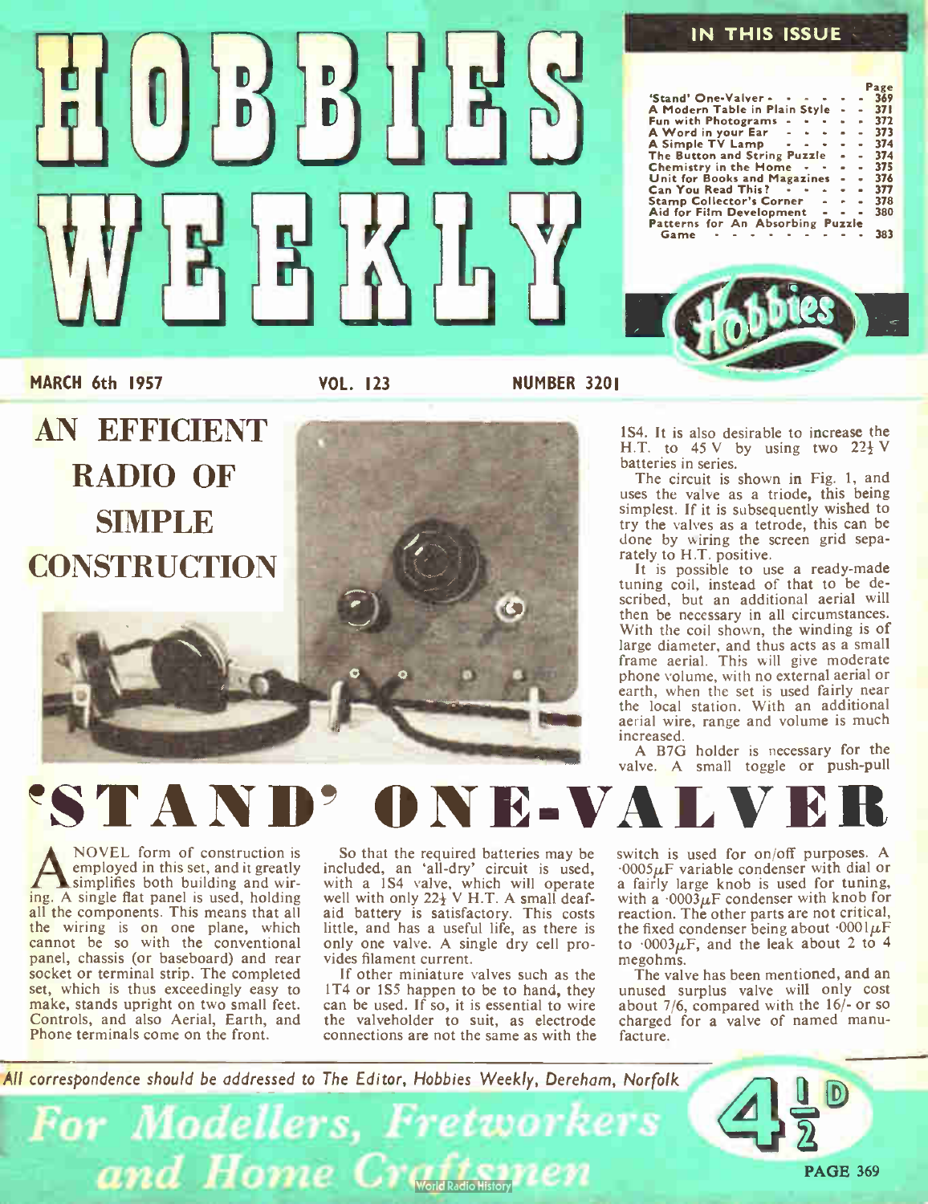# HOBBIES WEEKLY

## IN THIS ISSUE

| | Page |
|---|---|
| 'Stand' One-Valver | 369 |
| A Modern Table in Plain Style | 371 |
| Fun with Photograms | 372 |
| A Word in your Ear | 373 |
| A Simple TV Lamp | 374 |
| The Button and String Puzzle | 374 |
| Chemistry in the Home | 375 |
| Unit for Books and Magazines | 376 |
| Can You Read This? | 377 |
| Stamp Collector's Corner | 378 |
| Aid for Film Development | 380 |
| Patterns for An Absorbing Puzzle Game | 383 |

MARCH 6th 1957 VOL. 123 NUMBER 3201

## AN EFFICIENT RADIO OF SIMPLE CONSTRUCTION

# 'STAND' ONE-VALVER

A NOVEL form of construction is employed in this set, and it greatly simplifies both building and wiring. A single flat panel is used, holding all the components. This means that all the wiring is on one plane, which cannot be so with the conventional panel, chassis (or baseboard) and rear socket or terminal strip. The completed set, which is thus exceedingly easy to make, stands upright on two small feet. Controls, and also Aerial, Earth, and Phone terminals come on the front.

So that the required batteries may be included, an 'all-dry' circuit is used, with a 1S4 valve, which will operate well with only 22½ V H.T. A small deaf-aid battery is satisfactory. This costs little, and has a useful life, as there is only one valve. A single dry cell provides filament current.

If other miniature valves such as the 1T4 or 1S5 happen to be to hand, they can be used. If so, it is essential to wire the valveholder to suit, as electrode connections are not the same as with the 1S4. It is also desirable to increase the H.T. to 45 V by using two 22½ V batteries in series.

The circuit is shown in Fig. 1, and uses the valve as a triode, this being simplest. If it is subsequently wished to try the valves as a tetrode, this can be done by wiring the screen grid separately to H.T. positive.

It is possible to use a ready-made tuning coil, instead of that to be described, but an additional aerial will then be necessary in all circumstances. With the coil shown, the winding is of large diameter, and thus acts as a small frame aerial. This will give moderate phone volume, with no external aerial or earth, when the set is used fairly near the local station. With an additional aerial wire, range and volume is much increased.

A B7G holder is necessary for the valve. A small toggle or push-pull switch is used for on/off purposes. A ·0005$\mu$F variable condenser with dial or a fairly large knob is used for tuning, with a ·0003$\mu$F condenser with knob for reaction. The other parts are not critical, the fixed condenser being about ·0001$\mu$F to ·0003$\mu$F, and the leak about 2 to 4 megohms.

The valve has been mentioned, and an unused surplus valve will only cost about 7/6, compared with the 16/- or so charged for a valve of named manufacture.

*All correspondence should be addressed to The Editor, Hobbies Weekly, Dereham, Norfolk*

*For Modellers, Fretworkers and Home Craftsmen*

4½D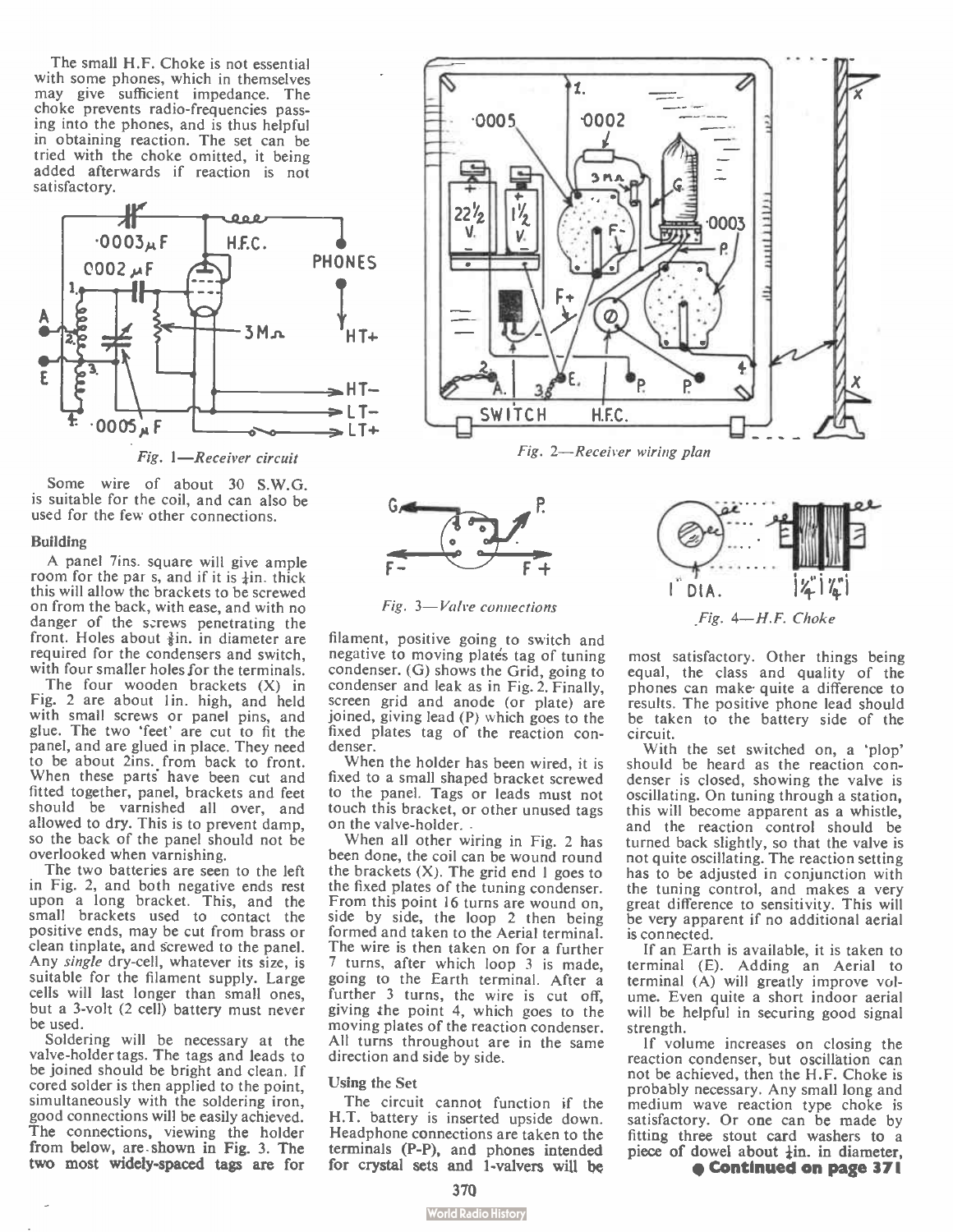The small H.F. Choke is not essential with some phones, which in themselves may give sufficient impedance. The choke prevents radio-frequencies passing into the phones, and is thus helpful in obtaining reaction. The set can be tried with the choke omitted, it being added afterwards if reaction is not satisfactory.

*Fig. 1—Receiver circuit*

Some wire of about 30 S.W.G. is suitable for the coil, and can also be used for the few other connections.

### Building

A panel 7ins. square will give ample room for the parts, and if it is ¼in. thick this will allow the brackets to be screwed on from the back, with ease, and with no danger of the screws penetrating the front. Holes about ⅜in. in diameter are required for the condensers and switch, with four smaller holes for the terminals.

The four wooden brackets (X) in Fig. 2 are about 1in. high, and held with small screws or panel pins, and glue. The two 'feet' are cut to fit the panel, and are glued in place. They need to be about 2ins. from back to front. When these parts have been cut and fitted together, panel, brackets and feet should be varnished all over, and allowed to dry. This is to prevent damp, so the back of the panel should not be overlooked when varnishing.

The two batteries are seen to the left in Fig. 2, and both negative ends rest upon a long bracket. This, and the small brackets used to contact the positive ends, may be cut from brass or clean tinplate, and screwed to the panel. Any *single* dry-cell, whatever its size, is suitable for the filament supply. Large cells will last longer than small ones, but a 3-volt (2 cell) battery must never be used.

Soldering will be necessary at the valve-holder tags. The tags and leads to be joined should be bright and clean. If cored solder is then applied to the point, simultaneously with the soldering iron, good connections will be easily achieved. The connections, viewing the holder from below, are shown in Fig. 3. The two most widely-spaced tags are for filament, positive going to switch and negative to moving plates tag of tuning condenser. (G) shows the Grid, going to condenser and leak as in Fig. 2. Finally, screen grid and anode (or plate) are joined, giving lead (P) which goes to the fixed plates tag of the reaction condenser.

*Fig. 2—Receiver wiring plan*

*Fig. 3—Valve connections*

When the holder has been wired, it is fixed to a small shaped bracket screwed to the panel. Tags or leads must not touch this bracket, or other unused tags on the valve-holder.

When all other wiring in Fig. 2 has been done, the coil can be wound round the brackets (X). The grid end 1 goes to the fixed plates of the tuning condenser. From this point 16 turns are wound on, side by side, the loop 2 then being formed and taken to the Aerial terminal. The wire is then taken on for a further 7 turns, after which loop 3 is made, going to the Earth terminal. After a further 3 turns, the wire is cut off, giving the point 4, which goes to the moving plates of the reaction condenser. All turns throughout are in the same direction and side by side.

### Using the Set

The circuit cannot function if the H.T. battery is inserted upside down. Headphone connections are taken to the terminals (P-P), and phones intended for crystal sets and 1-valvers will be most satisfactory. Other things being equal, the class and quality of the phones can make quite a difference to results. The positive phone lead should be taken to the battery side of the circuit.

*Fig. 4—H.F. Choke*

With the set switched on, a 'plop' should be heard as the reaction condenser is closed, showing the valve is oscillating. On tuning through a station, this will become apparent as a whistle, and the reaction control should be turned back slightly, so that the valve is not quite oscillating. The reaction setting has to be adjusted in conjunction with the tuning control, and makes a very great difference to sensitivity. This will be very apparent if no additional aerial is connected.

If an Earth is available, it is taken to terminal (E). Adding an Aerial to terminal (A) will greatly improve volume. Even quite a short indoor aerial will be helpful in securing good signal strength.

If volume increases on closing the reaction condenser, but oscillation can not be achieved, then the H.F. Choke is probably necessary. Any small long and medium wave reaction type choke is satisfactory. Or one can be made by fitting three stout card washers to a piece of dowel about ¼in. in diameter,

**● Continued on page 371**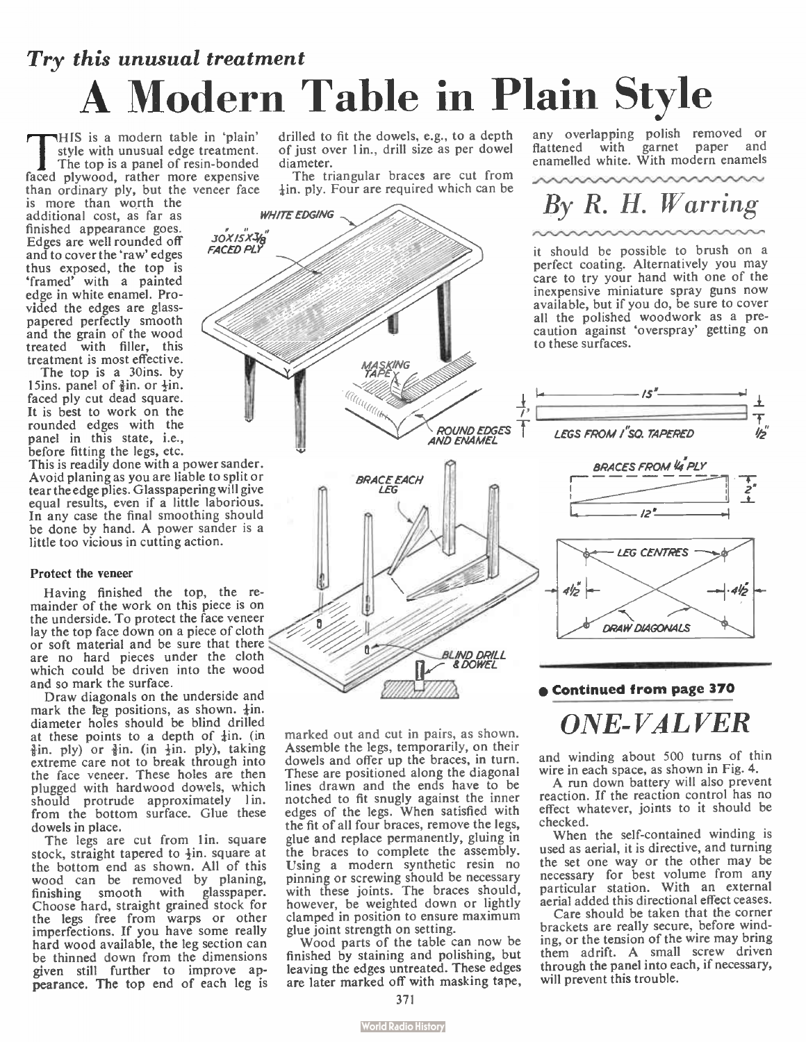*Try this unusual treatment*

# A Modern Table in Plain Style

*By R. H. Warring*

THIS is a modern table in 'plain' style with unusual edge treatment. The top is a panel of resin-bonded faced plywood, rather more expensive than ordinary ply, but the veneer face is more than worth the additional cost, as far as finished appearance goes. Edges are well rounded off and to cover the 'raw' edges thus exposed, the top is 'framed' with a painted edge in white enamel. Provided the edges are glasspapered perfectly smooth and the grain of the wood treated with filler, this treatment is most effective.

The top is a 30ins. by 15ins. panel of ⅜in. or ½in. faced ply cut dead square. It is best to work on the rounded edges with the panel in this state, i.e., before fitting the legs, etc. This is readily done with a power sander. Avoid planing as you are liable to split or tear the edge plies. Glasspapering will give equal results, even if a little laborious. In any case the final smoothing should be done by hand. A power sander is a little too vicious in cutting action.

### Protect the veneer

Having finished the top, the remainder of the work on this piece is on the underside. To protect the face veneer lay the top face down on a piece of cloth or soft material and be sure that there are no hard pieces under the cloth which could be driven into the wood and so mark the surface.

Draw diagonals on the underside and mark the leg positions, as shown. ¼in. diameter holes should be blind drilled at these points to a depth of ¼in. (in ⅜in. ply) or ⅜in. (in ½in. ply), taking extreme care not to break through into the face veneer. These holes are then plugged with hardwood dowels, which should protrude approximately 1in. from the bottom surface. Glue these dowels in place.

The legs are cut from 1in. square stock, straight tapered to ½in. square at the bottom end as shown. All of this wood can be removed by planing, finishing smooth with glasspaper. Choose hard, straight grained stock for the legs free from warps or other imperfections. If you have some really hard wood available, the leg section can be thinned down from the dimensions given still further to improve appearance. The top end of each leg is drilled to fit the dowels, e.g., to a depth of just over 1in., drill size as per dowel diameter.

The triangular braces are cut from ¼in. ply. Four are required which can be marked out and cut in pairs, as shown. Assemble the legs, temporarily, on their dowels and offer up the braces, in turn. These are positioned along the diagonal lines drawn and the ends have to be notched to fit snugly against the inner edges of the legs. When satisfied with the fit of all four braces, remove the legs, glue and replace permanently, gluing in the braces to complete the assembly. Using a modern synthetic resin no pinning or screwing should be necessary with these joints. The braces should, however, be weighted down or lightly clamped in position to ensure maximum glue joint strength on setting.

Wood parts of the table can now be finished by staining and polishing, but leaving the edges untreated. These edges are later marked off with masking tape, any overlapping polish removed or flattened with garnet paper and enamelled white. With modern enamels it should be possible to brush on a perfect coating. Alternatively you may care to try your hand with one of the inexpensive miniature spray guns now available, but if you do, be sure to cover all the polished woodwork as a precaution against 'overspray' getting on to these surfaces.

WHITE EDGING — 30″×15″×⅜″ FACED PLY — MASKING TAPE — ROUND EDGES AND ENAMEL

BRACE EACH LEG — BLIND DRILL & DOWEL

LEGS FROM 1″SQ. TAPERED — 15″ — 1″ — ½″

BRACES FROM ¼″ PLY — 12″ — 2″

LEG CENTRES — 4½″ — 4½″ — DRAW DIAGONALS

---

● **Continued from page 370**

## ONE-VALVER

and winding about 500 turns of thin wire in each space, as shown in Fig. 4.

A run down battery will also prevent reaction. If the reaction control has no effect whatever, joints to it should be checked.

When the self-contained winding is used as aerial, it is directive, and turning the set one way or the other may be necessary for best volume from any particular station. With an external aerial added this directional effect ceases.

Care should be taken that the corner brackets are really secure, before winding, or the tension of the wire may bring them adrift. A small screw driven through the panel into each, if necessary, will prevent this trouble.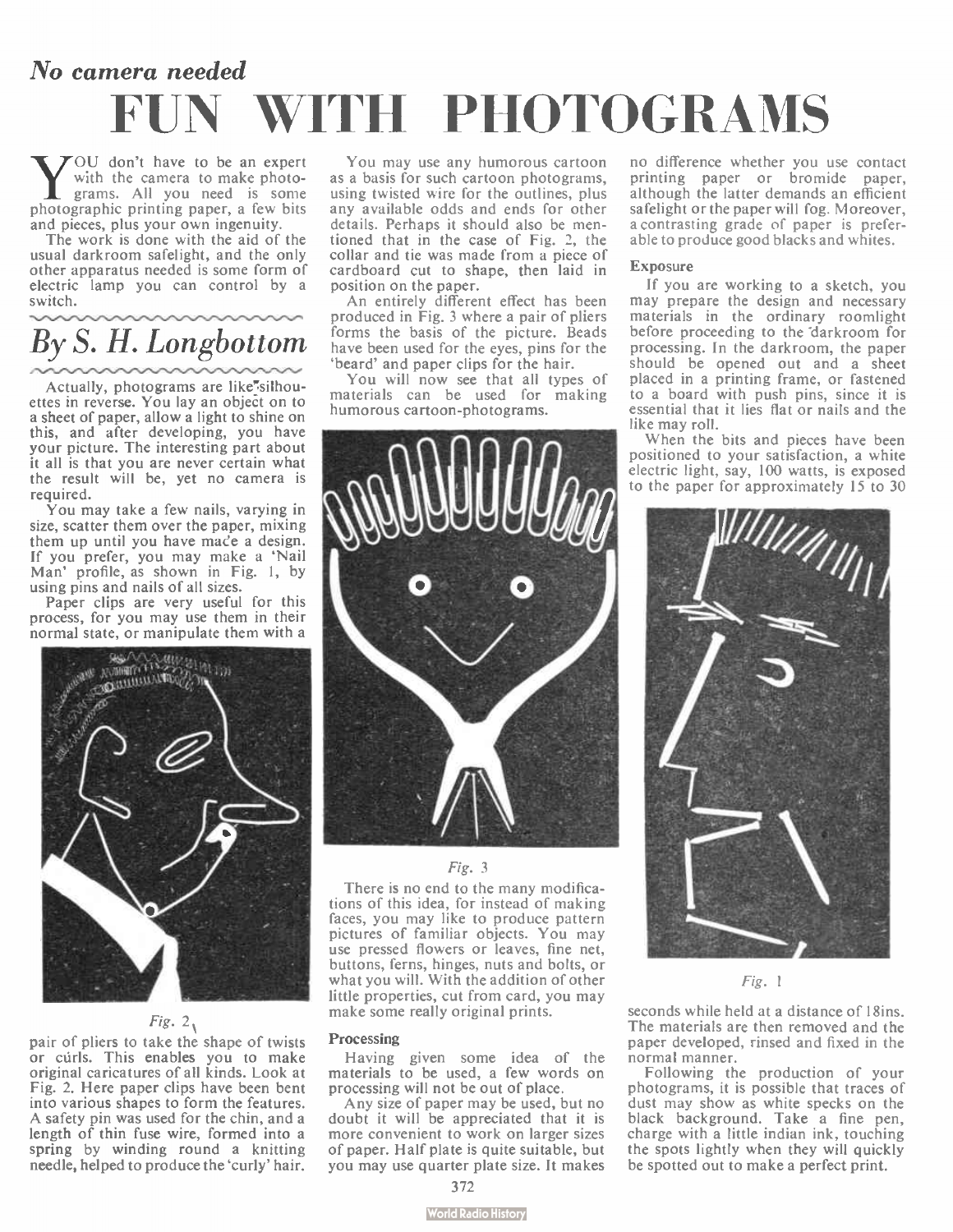*No camera needed*

# FUN WITH PHOTOGRAMS

## By S. H. Longbottom

YOU don't have to be an expert with the camera to make photograms. All you need is some photographic printing paper, a few bits and pieces, plus your own ingenuity.

The work is done with the aid of the usual darkroom safelight, and the only other apparatus needed is some form of electric lamp you can control by a switch.

Actually, photograms are like silhouettes in reverse. You lay an object on to a sheet of paper, allow a light to shine on this, and after developing, you have your picture. The interesting part about it all is that you are never certain what the result will be, yet no camera is required.

You may take a few nails, varying in size, scatter them over the paper, mixing them up until you have made a design. If you prefer, you may make a 'Nail Man' profile, as shown in Fig. 1, by using pins and nails of all sizes.

Paper clips are very useful for this process, for you may use them in their normal state, or manipulate them with a pair of pliers to take the shape of twists or curls. This enables you to make original caricatures of all kinds. Look at Fig. 2. Here paper clips have been bent into various shapes to form the features. A safety pin was used for the chin, and a length of thin fuse wire, formed into a spring by winding round a knitting needle, helped to produce the 'curly' hair.

*Fig. 2*

You may use any humorous cartoon as a basis for such cartoon photograms, using twisted wire for the outlines, plus any available odds and ends for other details. Perhaps it should also be mentioned that in the case of Fig. 2, the collar and tie was made from a piece of cardboard cut to shape, then laid in position on the paper.

An entirely different effect has been produced in Fig. 3 where a pair of pliers forms the basis of the picture. Beads have been used for the eyes, pins for the 'beard' and paper clips for the hair.

You will now see that all types of materials can be used for making humorous cartoon-photograms.

*Fig. 3*

There is no end to the many modifications of this idea, for instead of making faces, you may like to produce pattern pictures of familiar objects. You may use pressed flowers or leaves, fine net, buttons, ferns, hinges, nuts and bolts, or what you will. With the addition of other little properties, cut from card, you may make some really original prints.

### Processing

Having given some idea of the materials to be used, a few words on processing will not be out of place.

Any size of paper may be used, but no doubt it will be appreciated that it is more convenient to work on larger sizes of paper. Half plate is quite suitable, but you may use quarter plate size. It makes no difference whether you use contact printing paper or bromide paper, although the latter demands an efficient safelight or the paper will fog. Moreover, a contrasting grade of paper is preferable to produce good blacks and whites.

### Exposure

If you are working to a sketch, you may prepare the design and necessary materials in the ordinary roomlight before proceeding to the darkroom for processing. In the darkroom, the paper should be opened out and a sheet placed in a printing frame, or fastened to a board with push pins, since it is essential that it lies flat or nails and the like may roll.

When the bits and pieces have been positioned to your satisfaction, a white electric light, say, 100 watts, is exposed to the paper for approximately 15 to 30 seconds while held at a distance of 18ins. The materials are then removed and the paper developed, rinsed and fixed in the normal manner.

*Fig. 1*

Following the production of your photograms, it is possible that traces of dust may show as white specks on the black background. Take a fine pen, charge with a little indian ink, touching the spots lightly when they will quickly be spotted out to make a perfect print.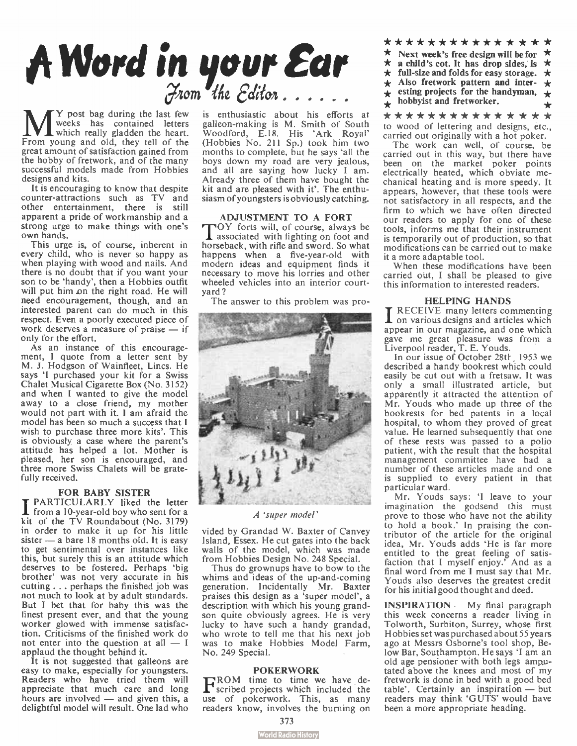# A Word in your Ear

*From the Editor . . . . . .*

MY post bag during the last few weeks has contained letters which really gladden the heart. From young and old, they tell of the great amount of satisfaction gained from the hobby of fretwork, and of the many successful models made from Hobbies designs and kits.

It is encouraging to know that despite counter-attractions such as TV and other entertainment, there is still apparent a pride of workmanship and a strong urge to make things with one's own hands.

This urge is, of course, inherent in every child, who is never so happy as when playing with wood and nails. And there is no doubt that if you want your son to be 'handy', then a Hobbies outfit will put him on the right road. He will need encouragement, though, and an interested parent can do much in this respect. Even a poorly executed piece of work deserves a measure of praise — if only for the effort.

As an instance of this encouragement, I quote from a letter sent by M. J. Hodgson of Wainfleet, Lincs. He says 'I purchased your kit for a Swiss Chalet Musical Cigarette Box (No. 3152) and when I wanted to give the model away to a close friend, my mother would not part with it. I am afraid the model has been so much a success that I wish to purchase three more kits'. This is obviously a case where the parent's attitude has helped a lot. Mother is pleased, her son is encouraged, and three more Swiss Chalets will be gratefully received.

### FOR BABY SISTER

I PARTICULARLY liked the letter from a 10-year-old boy who sent for a kit of the TV Roundabout (No. 3179) in order to make it up for his little sister — a bare 18 months old. It is easy to get sentimental over instances like this, but surely this is an attitude which deserves to be fostered. Perhaps 'big brother' was not very accurate in his cutting . . . perhaps the finished job was not much to look at by adult standards. But I bet that for baby this was the finest present ever, and that the young worker glowed with immense satisfaction. Criticisms of the finished work do not enter into the question at all — I applaud the thought behind it.

It is not suggested that galleons are easy to make, especially for youngsters. Readers who have tried them will appreciate that much care and long hours are involved — and given this, a delightful model will result. One lad who is enthusiastic about his efforts at galleon-making is M. Smith of South Woodford, E.18. His 'Ark Royal' (Hobbies No. 211 Sp.) took him two months to complete, but he says 'all the boys down my road are very jealous, and all are saying how lucky I am. Already three of them have bought the kit and are pleased with it'. The enthusiasm of youngsters is obviously catching.

### ADJUSTMENT TO A FORT

TOY forts will, of course, always be associated with fighting on foot and horseback, with rifle and sword. So what happens when a five-year-old with modern ideas and equipment finds it necessary to move his lorries and other wheeled vehicles into an interior courtyard?

The answer to this problem was provided by Grandad W. Baxter of Canvey Island, Essex. He cut gates into the back walls of the model, which was made from Hobbies Design No. 248 Special.

*A 'super model'*

Thus do grownups have to bow to the whims and ideas of the up-and-coming generation. Incidentally Mr. Baxter praises this design as a 'super model', a description with which his young grandson quite obviously agrees. He is very lucky to have such a handy grandad, who wrote to tell me that his next job was to make Hobbies Model Farm, No. 249 Special.

### POKERWORK

FROM time to time we have described projects which included the use of pokerwork. This, as many readers know, involves the burning on to wood of lettering and designs, etc., carried out originally with a hot poker.

The work can well, of course, be carried out in this way, but there have been on the market poker points electrically heated, which obviate mechanical heating and is more speedy. It appears, however, that these tools were not satisfactory in all respects, and the firm to which we have often directed our readers to apply for one of these tools, informs me that their instrument is temporarily out of production, so that modifications can be carried out to make it a more adaptable tool.

When these modifications have been carried out, I shall be pleased to give this information to interested readers.

### HELPING HANDS

I RECEIVE many letters commenting on various designs and articles which appear in our magazine, and one which gave me great pleasure was from a Liverpool reader, T. E. Youds.

In our issue of October 28th, 1953 we described a handy bookrest which could easily be cut out with a fretsaw. It was only a small illustrated article, but apparently it attracted the attention of Mr. Youds who made up three of the bookrests for bed patents in a local hospital, to whom they proved of great value. He learned subsequently that one of these rests was passed to a polio patient, with the result that the hospital management committee have had a number of these articles made and one is supplied to every patient in that particular ward.

Mr. Youds says: 'I leave to your imagination the godsend this must prove to those who have not the ability to hold a book.' In praising the contributor of the article for the original idea, Mr. Youds adds 'He is far more entitled to the great feeling of satisfaction that I myself enjoy.' And as a final word from me I must say that Mr. Youds also deserves the greatest credit for his initial good thought and deed.

**INSPIRATION** — My final paragraph this week concerns a reader living in Tolworth, Surbiton, Surrey, whose first Hobbies set was purchased about 55 years ago at Messrs Osborne's tool shop, Below Bar, Southampton. He says 'I am an old age pensioner with both legs amputated above the knees and most of my fretwork is done in bed with a good bed table'. Certainly an inspiration — but readers may think 'GUTS' would have been a more appropriate heading.

---

**Next week's free design will be for a child's cot. It has drop sides, is full-size and folds for easy storage. Also fretwork pattern and interesting projects for the handyman, hobbyist and fretworker.**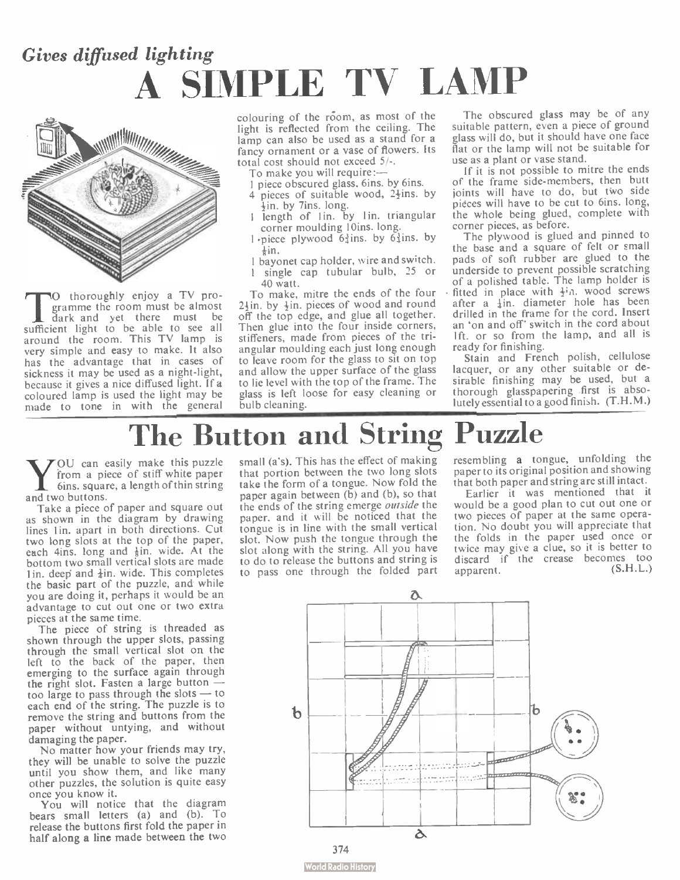## *Gives diffused lighting*

# A SIMPLE TV LAMP

To thoroughly enjoy a TV programme the room must be almost dark and yet there must be sufficient light to be able to see all around the room. This TV lamp is very simple and easy to make. It also has the advantage that in cases of sickness it may be used as a night-light, because it gives a nice diffused light. If a coloured lamp is used the light may be made to tone in with the general colouring of the room, as most of the light is reflected from the ceiling. The lamp can also be used as a stand for a fancy ornament or a vase of flowers. Its total cost should not exceed 5/-.

To make you will require:—

1 piece obscured glass, 6ins. by 6ins.
4 pieces of suitable wood, 2½ins. by ½in. by 7ins. long.
1 length of 1in. by 1in. triangular corner moulding 10ins. long.
1 piece plywood 6¾ins. by 6¾ins. by ⅛in.
1 bayonet cap holder, wire and switch.
1 single cap tubular bulb, 25 or 40 watt.

To make, mitre the ends of the four 2½in. by ½in. pieces of wood and round off the top edge, and glue all together. Then glue into the four inside corners, stiffeners, made from pieces of the triangular moulding each just long enough to leave room for the glass to sit on top and allow the upper surface of the glass to lie level with the top of the frame. The glass is left loose for easy cleaning or bulb cleaning.

The obscured glass may be of any suitable pattern, even a piece of ground glass will do, but it should have one face flat or the lamp will not be suitable for use as a plant or vase stand.

If it is not possible to mitre the ends of the frame side-members, then butt joints will have to do, but two side pieces will have to be cut to 6ins. long, the whole being glued, complete with corner pieces, as before.

The plywood is glued and pinned to the base and a square of felt or small pads of soft rubber are glued to the underside to prevent possible scratching of a polished table. The lamp holder is fitted in place with ½in. wood screws after a ¼in. diameter hole has been drilled in the frame for the cord. Insert an 'on and off' switch in the cord about 1ft. or so from the lamp, and all is ready for finishing.

Stain and French polish, cellulose lacquer, or any other suitable or desirable finishing may be used, but a thorough glasspapering first is absolutely essential to a good finish. (T.H.M.)

# The Button and String Puzzle

You can easily make this puzzle from a piece of stiff white paper 6ins. square, a length of thin string and two buttons.

Take a piece of paper and square out as shown in the diagram by drawing lines 1in. apart in both directions. Cut two long slots at the top of the paper, each 4ins. long and ⅛in. wide. At the bottom two small vertical slots are made 1in. deep and ⅛in. wide. This completes the basic part of the puzzle, and while you are doing it, perhaps it would be an advantage to cut out one or two extra pieces at the same time.

The piece of string is threaded as shown through the upper slots, passing through the small vertical slot on the left to the back of the paper, then emerging to the surface again through the right slot. Fasten a large button — too large to pass through the slots — to each end of the string. The puzzle is to remove the string and buttons from the paper without untying, and without damaging the paper.

No matter how your friends may try, they will be unable to solve the puzzle until you show them, and like many other puzzles, the solution is quite easy once you know it.

You will notice that the diagram bears small letters (a) and (b). To release the buttons first fold the paper in half along a line made between the two small (a's). This has the effect of making that portion between the two long slots take the form of a tongue. Now fold the paper again between (b) and (b), so that the ends of the string emerge *outside* the paper, and it will be noticed that the tongue is in line with the small vertical slot. Now push the tongue through the slot along with the string. All you have to do to release the buttons and string is to pass one through the folded part resembling a tongue, unfolding the paper to its original position and showing that both paper and string are still intact.

Earlier it was mentioned that it would be a good plan to cut out one or two pieces of paper at the same operation. No doubt you will appreciate that the folds in the paper used once or twice may give a clue, so it is better to discard if the crease becomes too apparent. (S.H.L.)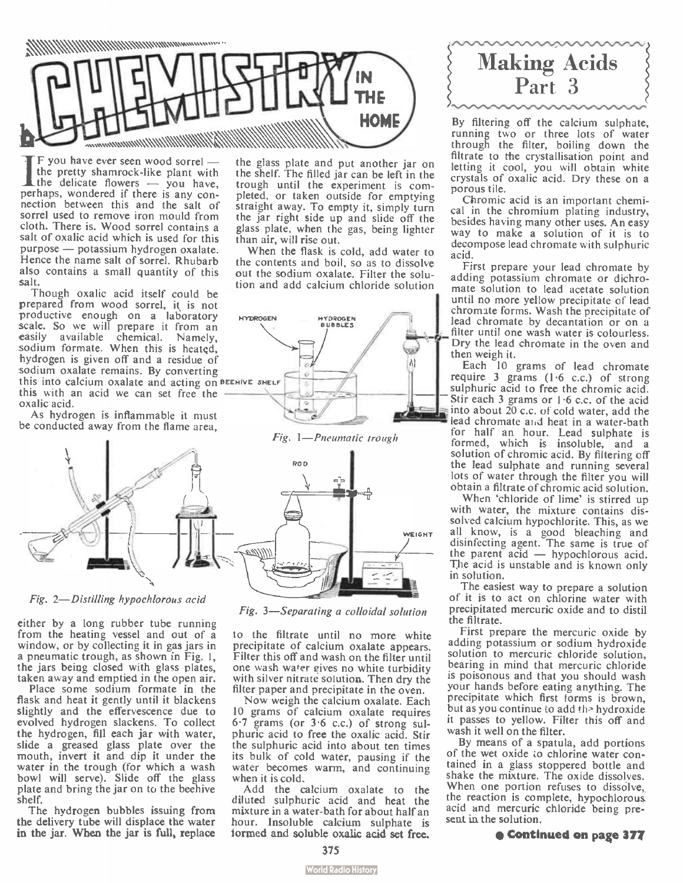# CHEMISTRY IN THE HOME

## Making Acids Part 3

If you have ever seen wood sorrel — the pretty shamrock-like plant with the delicate flowers — you have, perhaps, wondered if there is any connection between this and the salt of sorrel used to remove iron mould from cloth. There is. Wood sorrel contains a salt of oxalic acid which is used for this purpose — potassium hydrogen oxalate. Hence the name salt of sorrel. Rhubarb also contains a small quantity of this salt.

Though oxalic acid itself could be prepared from wood sorrel, it is not productive enough on a laboratory scale. So we will prepare it from an easily available chemical. Namely, sodium formate. When this is heated, hydrogen is given off and a residue of sodium oxalate remains. By converting this into calcium oxalate and acting on this with an acid we can set free the oxalic acid.

As hydrogen is inflammable it must be conducted away from the flame area, either by a long rubber tube running from the heating vessel and out of a window, or by collecting it in gas jars in a pneumatic trough, as shown in Fig. 1, the jars being closed with glass plates, taken away and emptied in the open air.

Place some sodium formate in the flask and heat it gently until it blackens slightly and the effervescence due to evolved hydrogen slackens. To collect the hydrogen, fill each jar with water, slide a greased glass plate over the mouth, invert it and dip it under the water in the trough (for which a wash bowl will serve). Slide off the glass plate and bring the jar on to the beehive shelf.

The hydrogen bubbles issuing from the delivery tube will displace the water in the jar. When the jar is full, replace the glass plate and put another jar on the shelf. The filled jar can be left in the trough until the experiment is completed, or taken outside for emptying straight away. To empty it, simply turn the jar right side up and slide off the glass plate, when the gas, being lighter than air, will rise out.

When the flask is cold, add water to the contents and boil, so as to dissolve out the sodium oxalate. Filter the solution and add calcium chloride solution to the filtrate until no more white precipitate of calcium oxalate appears. Filter this off and wash on the filter until one wash water gives no white turbidity with silver nitrate solution. Then dry the filter paper and precipitate in the oven.

*Fig. 1—Pneumatic trough*

*Fig. 2—Distilling hypochlorous acid*

*Fig. 3—Separating a colloidal solution*

Now weigh the calcium oxalate. Each 10 grams of calcium oxalate requires 6·7 grams (or 3·6 c.c.) of strong sulphuric acid to free the oxalic acid. Stir the sulphuric acid into about ten times its bulk of cold water, pausing if the water becomes warm, and continuing when it is cold.

Add the calcium oxalate to the diluted sulphuric acid and heat the mixture in a water-bath for about half an hour. Insoluble calcium sulphate is formed and soluble oxalic acid set free. By filtering off the calcium sulphate, running two or three lots of water through the filter, boiling down the filtrate to the crystallisation point and letting it cool, you will obtain white crystals of oxalic acid. Dry these on a porous tile.

Chromic acid is an important chemical in the chromium plating industry, besides having many other uses. An easy way to make a solution of it is to decompose lead chromate with sulphuric acid.

First prepare your lead chromate by adding potassium chromate or dichromate solution to lead acetate solution until no more yellow precipitate of lead chromate forms. Wash the precipitate of lead chromate by decantation or on a filter until one wash water is colourless. Dry the lead chromate in the oven and then weigh it.

Each 10 grams of lead chromate require 3 grams (1·6 c.c.) of strong sulphuric acid to free the chromic acid. Stir each 3 grams or 1·6 c.c. of the acid into about 20 c.c. of cold water, add the lead chromate and heat in a water-bath for half an hour. Lead sulphate is formed, which is insoluble, and a solution of chromic acid. By filtering off the lead sulphate and running several lots of water through the filter you will obtain a filtrate of chromic acid solution.

When 'chloride of lime' is stirred up with water, the mixture contains dissolved calcium hypochlorite. This, as we all know, is a good bleaching and disinfecting agent. The same is true of the parent acid — hypochlorous acid. The acid is unstable and is known only in solution.

The easiest way to prepare a solution of it is to act on chlorine water with precipitated mercuric oxide and to distil the filtrate.

First prepare the mercuric oxide by adding potassium or sodium hydroxide solution to mercuric chloride solution, bearing in mind that mercuric chloride is poisonous and that you should wash your hands before eating anything. The precipitate which first forms is brown, but as you continue to add the hydroxide it passes to yellow. Filter this off and wash it well on the filter.

By means of a spatula, add portions of the wet oxide to chlorine water contained in a glass stoppered bottle and shake the mixture. The oxide dissolves. When one portion refuses to dissolve, the reaction is complete, hypochlorous acid and mercuric chloride being present in the solution.

**● Continued on page 377**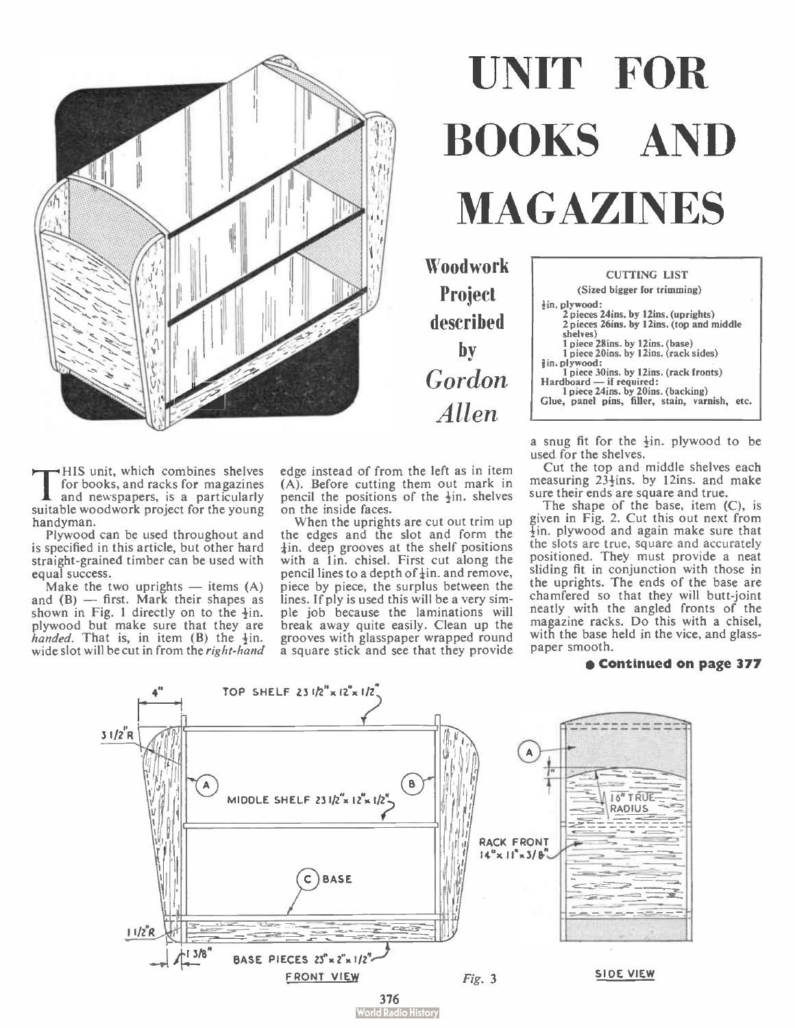# UNIT FOR BOOKS AND MAGAZINES

**Woodwork Project described by *Gordon Allen***

| CUTTING LIST |
|---|
| (Sized bigger for trimming) |
| ½in. plywood: |
| 2 pieces 24ins. by 12ins. (uprights) |
| 2 pieces 26ins. by 12ins. (top and middle shelves) |
| 1 piece 28ins. by 12ins. (base) |
| 1 piece 20ins. by 12ins. (rack sides) |
| ⅜in. plywood: |
| 1 piece 30ins. by 12ins. (rack fronts) |
| Hardboard — if required: |
| 1 piece 24ins. by 20ins. (backing) |
| Glue, panel pins, filler, stain, varnish, etc. |

THIS unit, which combines shelves for books, and racks for magazines and newspapers, is a particularly suitable woodwork project for the young handyman.

Plywood can be used throughout and is specified in this article, but other hard straight-grained timber can be used with equal success.

Make the two uprights — items (A) and (B) — first. Mark their shapes as shown in Fig. 1 directly on to the ½in. plywood but make sure that they are *handed*. That is, in item (B) the ½in. wide slot will be cut in from the *right-hand* edge instead of from the left as in item (A). Before cutting them out mark in pencil the positions of the ½in. shelves on the inside faces.

When the uprights are cut out trim up the edges and the slot and form the ¼in. deep grooves at the shelf positions with a 1in. chisel. First cut along the pencil lines to a depth of ¼in. and remove, piece by piece, the surplus between the lines. If ply is used this will be a very simple job because the laminations will break away quite easily. Clean up the grooves with glasspaper wrapped round a square stick and see that they provide a snug fit for the ½in. plywood to be used for the shelves.

Cut the top and middle shelves each measuring 23½ins. by 12ins. and make sure their ends are square and true.

The shape of the base, item (C), is given in Fig. 2. Cut this out next from ½in. plywood and again make sure that the slots are true, square and accurately positioned. They must provide a neat sliding fit in conjunction with those in the uprights. The ends of the base are chamfered so that they will butt-joint neatly with the angled fronts of the magazine racks. Do this with a chisel, with the base held in the vice, and glasspaper smooth.

**● Continued on page 377**

TOP SHELF 23 1/2" × 12" × 1/2" — 4" — 3 1/2"R — (A) — (B) — MIDDLE SHELF 23 1/2" × 12" × 1/2" — (C) BASE — 1 1/2"R — 1 3/8" — BASE PIECES 23" × 2" × 1/2" — FRONT VIEW — RACK FRONT 14" × 11" × 3/8" — 1" — 16" TRUE RADIUS — SIDE VIEW

*Fig. 3*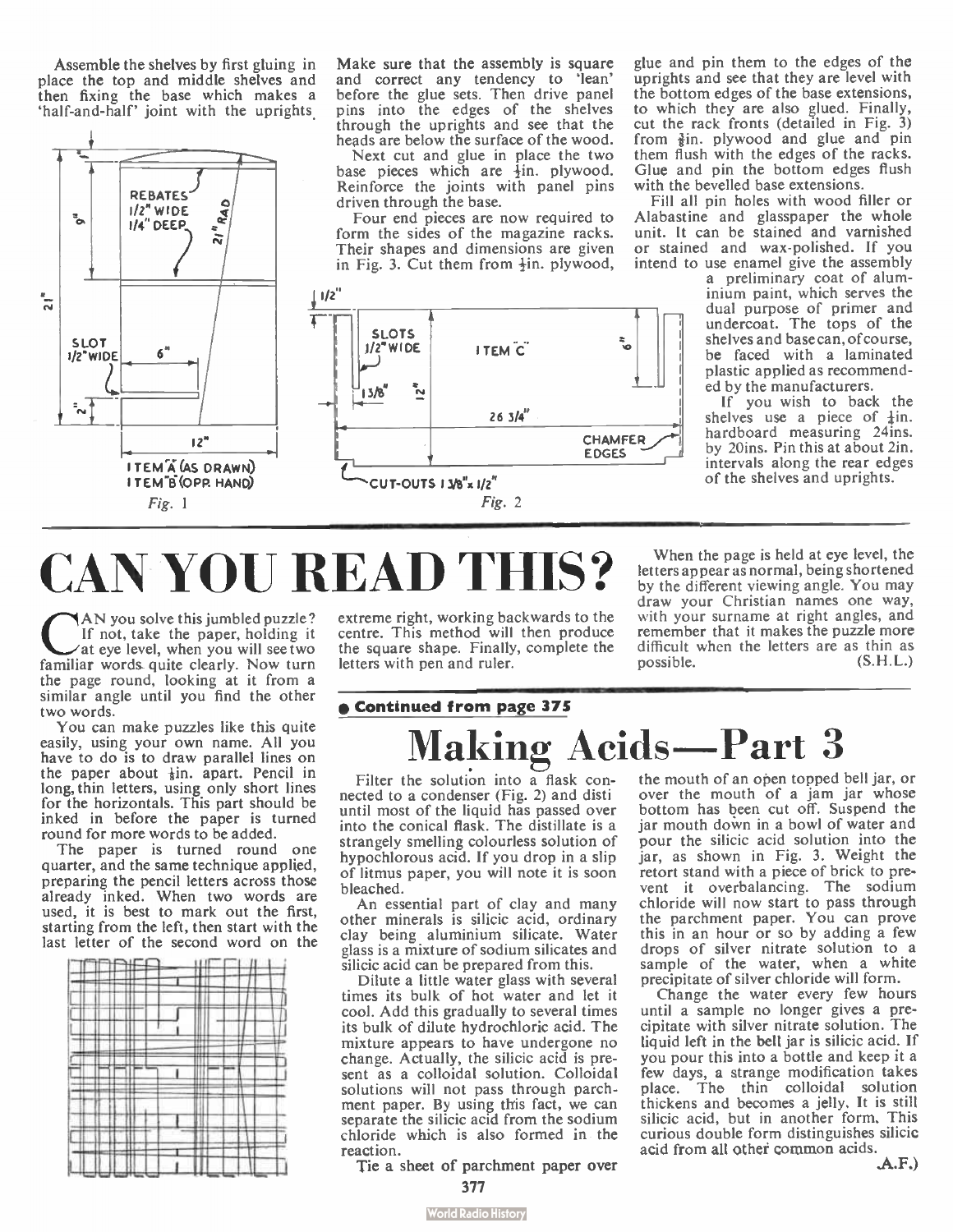Assemble the shelves by first gluing in place the top and middle shelves and then fixing the base which makes a 'half-and-half' joint with the uprights.

Make sure that the assembly is square and correct any tendency to 'lean' before the glue sets. Then drive panel pins into the edges of the shelves through the uprights and see that the heads are below the surface of the wood.

Next cut and glue in place the two base pieces which are ½in. plywood. Reinforce the joints with panel pins driven through the base.

Four end pieces are now required to form the sides of the magazine racks. Their shapes and dimensions are given in Fig. 3. Cut them from ½in. plywood, glue and pin them to the edges of the uprights and see that they are level with the bottom edges of the base extensions, to which they are also glued. Finally, cut the rack fronts (detailed in Fig. 3) from ⅜in. plywood and glue and pin them flush with the edges of the racks. Glue and pin the bottom edges flush with the bevelled base extensions.

Fill all pin holes with wood filler or Alabastine and glasspaper the whole unit. It can be stained and varnished or stained and wax-polished. If you intend to use enamel give the assembly a preliminary coat of aluminium paint, which serves the dual purpose of primer and undercoat. The tops of the shelves and base can, of course, be faced with a laminated plastic applied as recommended by the manufacturers.

If you wish to back the shelves use a piece of ⅛in. hardboard measuring 24ins. by 20ins. Pin this at about 2in. intervals along the rear edges of the shelves and uprights.

REBATES 1/2" WIDE 1/4" DEEP; 21" RAD; 9"; 21"; SLOT 1/2" WIDE; 6"; 2"; 12"; ITEM 'A' (AS DRAWN) ITEM 'B' (OPP. HAND)

*Fig. 1*

1/2"; SLOTS 1/2" WIDE; ITEM 'C'; 6"; 1 3/8"; 12"; 26 3/4"; CHAMFER EDGES; CUT-OUTS 1 3/8" x 1/2"

*Fig. 2*

# CAN YOU READ THIS?

CAN you solve this jumbled puzzle? If not, take the paper, holding it at eye level, when you will see two familiar words quite clearly. Now turn the page round, looking at it from a similar angle until you find the other two words.

You can make puzzles like this quite easily, using your own name. All you have to do is to draw parallel lines on the paper about ⅛in. apart. Pencil in long, thin letters, using only short lines for the horizontals. This part should be inked in before the paper is turned round for more words to be added.

The paper is turned round one quarter, and the same technique applied, preparing the pencil letters across those already inked. When two words are used, it is best to mark out the first, starting from the left, then start with the last letter of the second word on the extreme right, working backwards to the centre. This method will then produce the square shape. Finally, complete the letters with pen and ruler.

When the page is held at eye level, the letters appear as normal, being shortened by the different viewing angle. You may draw your Christian names one way, with your surname at right angles, and remember that it makes the puzzle more difficult when the letters are as thin as possible. (S.H.L.)

**● Continued from page 375**

# Making Acids—Part 3

Filter the solution into a flask connected to a condenser (Fig. 2) and disti until most of the liquid has passed over into the conical flask. The distillate is a strangely smelling colourless solution of hypochlorous acid. If you drop in a slip of litmus paper, you will note it is soon bleached.

An essential part of clay and many other minerals is silicic acid, ordinary clay being aluminium silicate. Water glass is a mixture of sodium silicates and silicic acid can be prepared from this.

Dilute a little water glass with several times its bulk of hot water and let it cool. Add this gradually to several times its bulk of dilute hydrochloric acid. The mixture appears to have undergone no change. Actually, the silicic acid is present as a colloidal solution. Colloidal solutions will not pass through parchment paper. By using this fact, we can separate the silicic acid from the sodium chloride which is also formed in the reaction.

Tie a sheet of parchment paper over the mouth of an open topped bell jar, or over the mouth of a jam jar whose bottom has been cut off. Suspend the jar mouth down in a bowl of water and pour the silicic acid solution into the jar, as shown in Fig. 3. Weight the retort stand with a piece of brick to prevent it overbalancing. The sodium chloride will now start to pass through the parchment paper. You can prove this in an hour or so by adding a few drops of silver nitrate solution to a sample of the water, when a white precipitate of silver chloride will form.

Change the water every few hours until a sample no longer gives a precipitate with silver nitrate solution. The liquid left in the belt jar is silicic acid. If you pour this into a bottle and keep it a few days, a strange modification takes place. The thin colloidal solution thickens and becomes a jelly. It is still silicic acid, but in another form. This curious double form distinguishes silicic acid from all other common acids.

(A.F.)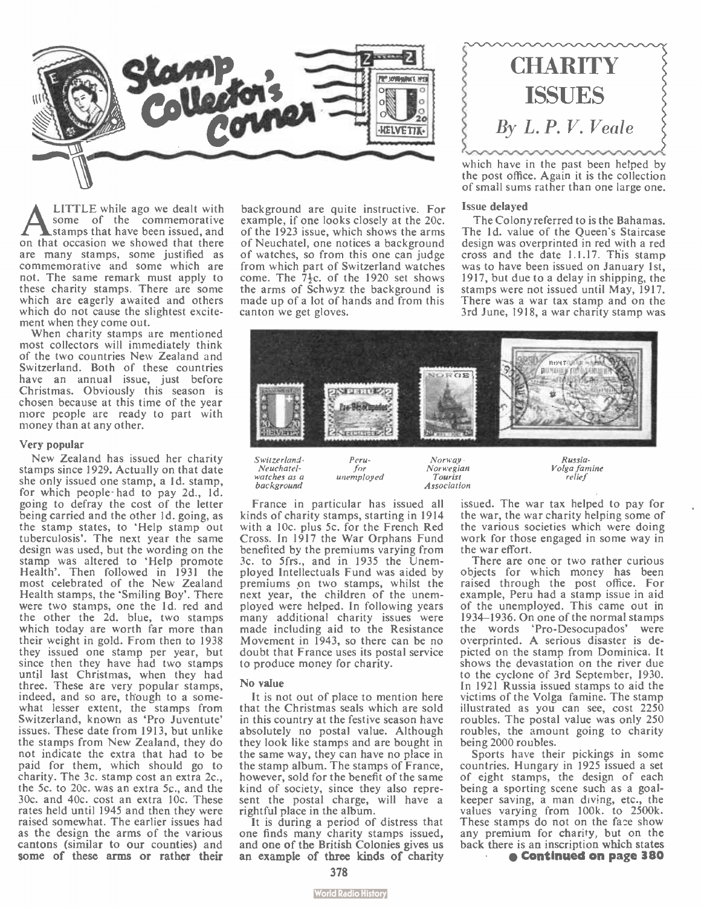# Stamp Collector's Corner

## CHARITY ISSUES

*By L. P. V. Veale*

A LITTLE while ago we dealt with some of the commemorative stamps that have been issued, and on that occasion we showed that there are many stamps, some justified as commemorative and some which are not. The same remark must apply to these charity stamps. There are some which are eagerly awaited and others which do not cause the slightest excitement when they come out.

When charity stamps are mentioned most collectors will immediately think of the two countries New Zealand and Switzerland. Both of these countries have an annual issue, just before Christmas. Obviously this season is chosen because at this time of the year more people are ready to part with money than at any other.

### Very popular

New Zealand has issued her charity stamps since 1929. Actually on that date she only issued one stamp, a 1d. stamp, for which people had to pay 2d., 1d. going to defray the cost of the letter being carried and the other 1d. going, as the stamp states, to 'Help stamp out tuberculosis'. The next year the same design was used, but the wording on the stamp was altered to 'Help promote Health'. Then followed in 1931 the most celebrated of the New Zealand Health stamps, the 'Smiling Boy'. There were two stamps, one the 1d. red and the other the 2d. blue, two stamps which today are worth far more than their weight in gold. From then to 1938 they issued one stamp per year, but since then they have had two stamps until last Christmas, when they had three. These are very popular stamps, indeed, and so are, though to a somewhat lesser extent, the stamps from Switzerland, known as 'Pro Juventute' issues. These date from 1913, but unlike the stamps from New Zealand, they do not indicate the extra that had to be paid for them, which should go to charity. The 3c. stamp cost an extra 2c., the 5c. to 20c. was an extra 5c., and the 30c. and 40c. cost an extra 10c. These rates held until 1945 and then they were raised somewhat. The earlier issues had as the design the arms of the various cantons (similar to our counties) and some of these arms or rather their background are quite instructive. For example, if one looks closely at the 20c. of the 1923 issue, which shows the arms of Neuchatel, one notices a background of watches, so from this one can judge from which part of Switzerland watches come. The 7½c. of the 1920 set shows the arms of Schwyz the background is made up of a lot of hands and from this canton we get gloves.

*Switzerland-Neuchatel-watches as a background* — *Peru-for unemployed* — *Norway-Norwegian Tourist Association* — *Russia-Volga famine relief*

France in particular has issued all kinds of charity stamps, starting in 1914 with a 10c. plus 5c. for the French Red Cross. In 1917 the War Orphans Fund benefited by the premiums varying from 3c. to 5frs., and in 1935 the Unemployed Intellectuals Fund was aided by premiums on two stamps, whilst the next year, the children of the unemployed were helped. In following years many additional charity issues were made including aid to the Resistance Movement in 1943, so there can be no doubt that France uses its postal service to produce money for charity.

### No value

It is not out of place to mention here that the Christmas seals which are sold in this country at the festive season have absolutely no postal value. Although they look like stamps and are bought in the same way, they can have no place in the stamp album. The stamps of France, however, sold for the benefit of the same kind of society, since they also represent the postal charge, will have a rightful place in the album.

It is during a period of distress that one finds many charity stamps issued, and one of the British Colonies gives us an example of three kinds of charity which have in the past been helped by the post office. Again it is the collection of small sums rather than one large one.

### Issue delayed

The Colony referred to is the Bahamas. The 1d. value of the Queen's Staircase design was overprinted in red with a red cross and the date 1.1.17. This stamp was to have been issued on January 1st, 1917, but due to a delay in shipping, the stamps were not issued until May, 1917. There was a war tax stamp and on the 3rd June, 1918, a war charity stamp was issued. The war tax helped to pay for the war, the war charity helping some of the various societies which were doing work for those engaged in some way in the war effort.

There are one or two rather curious objects for which money has been raised through the post office. For example, Peru had a stamp issue in aid of the unemployed. This came out in 1934–1936. On one of the normal stamps the words 'Pro-Desocupados' were overprinted. A serious disaster is depicted on the stamp from Dominica. It shows the devastation on the river due to the cyclone of 3rd September, 1930. In 1921 Russia issued stamps to aid the victims of the Volga famine. The stamp illustrated as you can see, cost 2250 roubles. The postal value was only 250 roubles, the amount going to charity being 2000 roubles.

Sports have their pickings in some countries. Hungary in 1925 issued a set of eight stamps, the design of each being a sporting scene such as a goalkeeper saving, a man diving, etc., the values varying from 100k. to 2500k. These stamps do not on the face show any premium for charity, but on the back there is an inscription which states

**● Continued on page 380**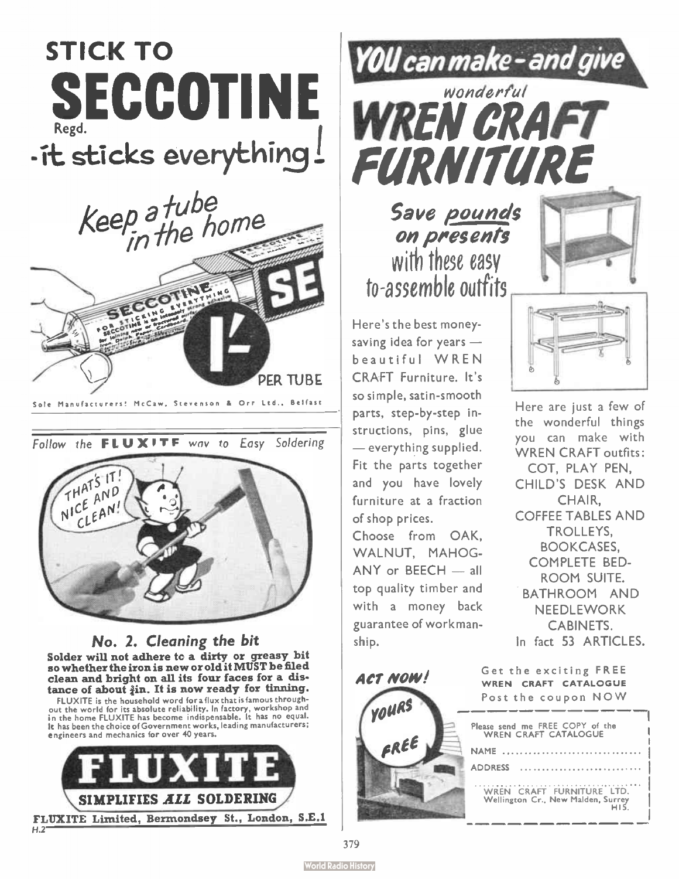# STICK TO SECCOTINE

Regd.

**-it sticks everything!**

*Keep a tube in the home*

1/- PER TUBE

Sole Manufacturers: McCaw, Stevenson & Orr Ltd., Belfast

---

*Follow the* **FLUXITE** *way to Easy Soldering*

THAT'S IT! NICE AND CLEAN!

### *No. 2. Cleaning the bit*

**Solder will not adhere to a dirty or greasy bit so whether the iron is new or old it MUST be filed clean and bright on all its four faces for a distance of about ¾in. It is now ready for tinning.**

FLUXITE is the household word for a flux that is famous throughout the world for its absolute reliability. In factory, workshop and in the home FLUXITE has become indispensable. It has no equal. It has been the choice of Government works, leading manufacturers; engineers and mechanics for over 40 years.

# FLUXITE

**SIMPLIFIES *ALL* SOLDERING**

**FLUXITE Limited, Bermondsey St., London, S.E.1**

H.2

---

# *YOU can make - and give wonderful* WREN CRAFT FURNITURE

*Save pounds on presents* with these easy to-assemble outfits

Here's the best money-saving idea for years — beautiful WREN CRAFT Furniture. It's so simple, satin-smooth parts, step-by-step instructions, pins, glue — everything supplied. Fit the parts together and you have lovely furniture at a fraction of shop prices.

Choose from OAK, WALNUT, MAHOGANY or BEECH — all top quality timber and with a money back guarantee of workmanship.

Here are just a few of the wonderful things you can make with WREN CRAFT outfits:

COT, PLAY PEN, CHILD'S DESK AND CHAIR, COFFEE TABLES AND TROLLEYS, BOOKCASES, COMPLETE BEDROOM SUITE. BATHROOM AND NEEDLEWORK CABINETS.

In fact 53 ARTICLES.

*ACT NOW!* *YOURS FREE*

Get the exciting FREE **WREN CRAFT CATALOGUE** Post the coupon NOW

Please send me FREE COPY of the WREN CRAFT CATALOGUE

NAME ..............................

ADDRESS ..........................

..........................................

WREN CRAFT FURNITURE LTD. Wellington Cr., New Malden, Surrey H15.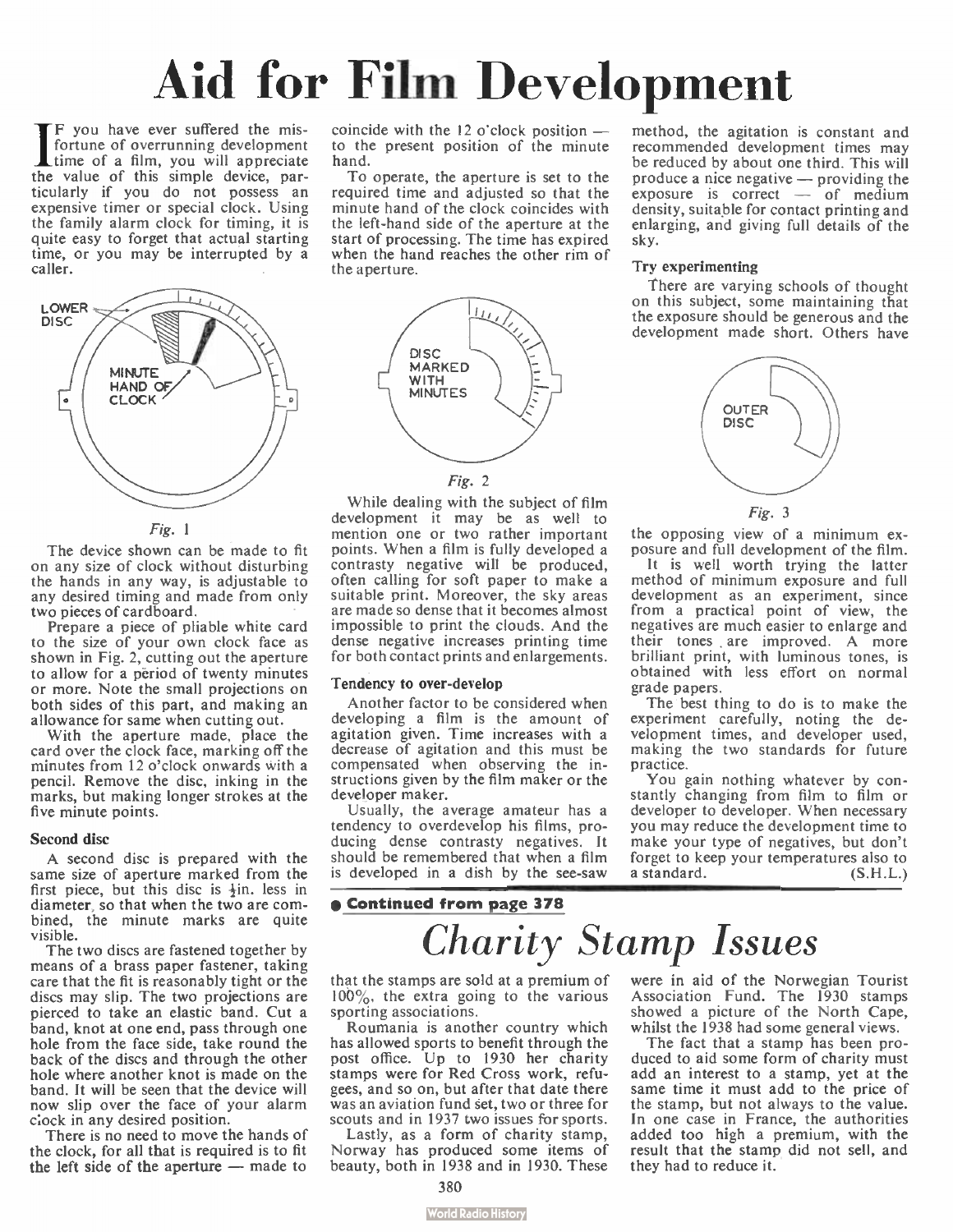# Aid for Film Development

If you have ever suffered the misfortune of overrunning development time of a film, you will appreciate the value of this simple device, particularly if you do not possess an expensive timer or special clock. Using the family alarm clock for timing, it is quite easy to forget that actual starting time, or you may be interrupted by a caller.

LOWER DISC

MINUTE HAND OF CLOCK

*Fig.* 1

The device shown can be made to fit on any size of clock without disturbing the hands in any way, is adjustable to any desired timing and made from only two pieces of cardboard.

Prepare a piece of pliable white card to the size of your own clock face as shown in Fig. 2, cutting out the aperture to allow for a period of twenty minutes or more. Note the small projections on both sides of this part, and making an allowance for same when cutting out.

With the aperture made, place the card over the clock face, marking off the minutes from 12 o'clock onwards with a pencil. Remove the disc, inking in the marks, but making longer strokes at the five minute points.

### Second disc

A second disc is prepared with the same size of aperture marked from the first piece, but this disc is ½in. less in diameter, so that when the two are combined, the minute marks are quite visible.

The two discs are fastened together by means of a brass paper fastener, taking care that the fit is reasonably tight or the discs may slip. The two projections are pierced to take an elastic band. Cut a band, knot at one end, pass through one hole from the face side, take round the back of the discs and through the other hole where another knot is made on the band. It will be seen that the device will now slip over the face of your alarm clock in any desired position.

There is no need to move the hands of the clock, for all that is required is to fit the left side of the aperture — made to coincide with the 12 o'clock position — to the present position of the minute hand.

To operate, the aperture is set to the required time and adjusted so that the minute hand of the clock coincides with the left-hand side of the aperture at the start of processing. The time has expired when the hand reaches the other rim of the aperture.

DISC MARKED WITH MINUTES

*Fig.* 2

While dealing with the subject of film development it may be as well to mention one or two rather important points. When a film is fully developed a contrasty negative will be produced, often calling for soft paper to make a suitable print. Moreover, the sky areas are made so dense that it becomes almost impossible to print the clouds. And the dense negative increases printing time for both contact prints and enlargements.

### Tendency to over-develop

Another factor to be considered when developing a film is the amount of agitation given. Time increases with a decrease of agitation and this must be compensated when observing the instructions given by the film maker or the developer maker.

Usually, the average amateur has a tendency to overdevelop his films, producing dense contrasty negatives. It should be remembered that when a film is developed in a dish by the see-saw method, the agitation is constant and recommended development times may be reduced by about one third. This will produce a nice negative — providing the exposure is correct — of medium density, suitable for contact printing and enlarging, and giving full details of the sky.

### Try experimenting

There are varying schools of thought on this subject, some maintaining that the exposure should be generous and the development made short. Others have

OUTER DISC

*Fig.* 3

the opposing view of a minimum exposure and full development of the film.

It is well worth trying the latter method of minimum exposure and full development as an experiment, since from a practical point of view, the negatives are much easier to enlarge and their tones are improved. A more brilliant print, with luminous tones, is obtained with less effort on normal grade papers.

The best thing to do is to make the experiment carefully, noting the development times, and developer used, making the two standards for future practice.

You gain nothing whatever by constantly changing from film to film or developer to developer. When necessary you may reduce the development time to make your type of negatives, but don't forget to keep your temperatures also to a standard. (S.H.L.)

● **Continued from page 378**

# *Charity Stamp Issues*

that the stamps are sold at a premium of 100%, the extra going to the various sporting associations.

Roumania is another country which has allowed sports to benefit through the post office. Up to 1930 her charity stamps were for Red Cross work, refugees, and so on, but after that date there was an aviation fund set, two or three for scouts and in 1937 two issues for sports.

Lastly, as a form of charity stamp, Norway has produced some items of beauty, both in 1938 and in 1930. These were in aid of the Norwegian Tourist Association Fund. The 1930 stamps showed a picture of the North Cape, whilst the 1938 had some general views.

The fact that a stamp has been produced to aid some form of charity must add an interest to a stamp, yet at the same time it must add to the price of the stamp, but not always to the value. In one case in France, the authorities added too high a premium, with the result that the stamp did not sell, and they had to reduce it.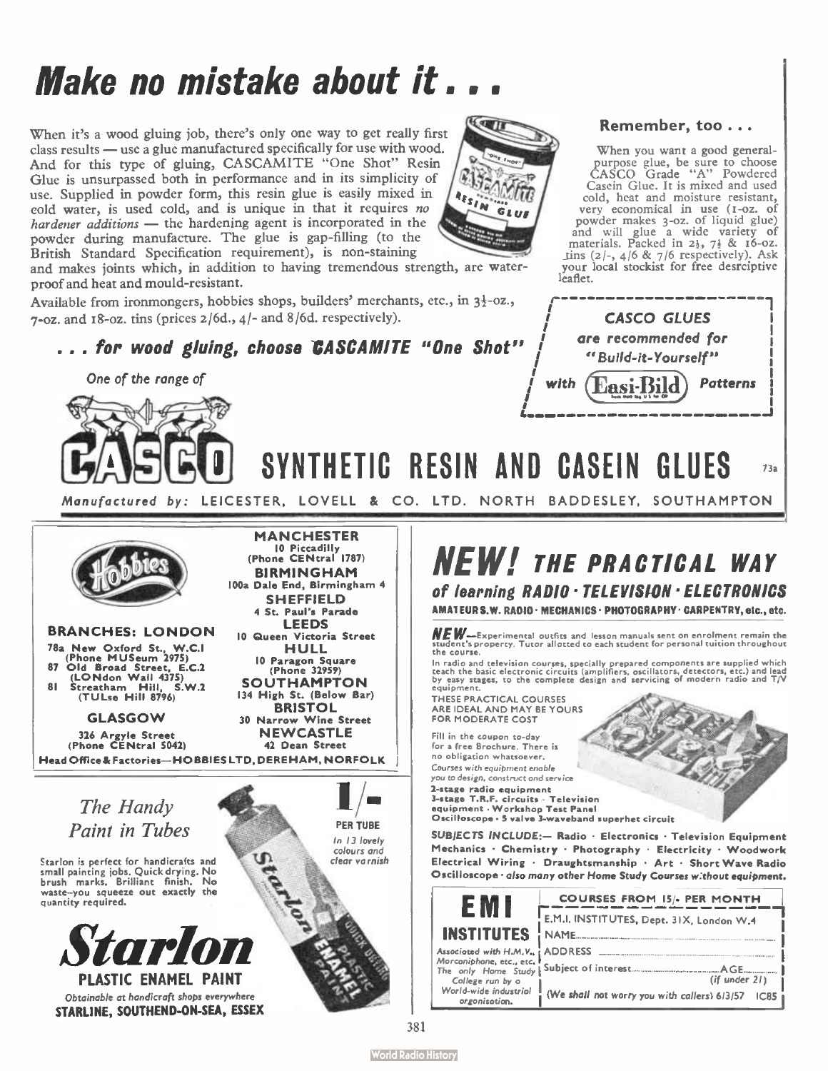# Make no mistake about it . . .

When it's a wood gluing job, there's only one way to get really first class results — use a glue manufactured specifically for use with wood. And for this type of gluing, CASCAMITE "One Shot" Resin Glue is unsurpassed both in performance and in its simplicity of use. Supplied in powder form, this resin glue is easily mixed in cold water, is used cold, and is unique in that it requires *no hardener additions* — the hardening agent is incorporated in the powder during manufacture. The glue is gap-filling (to the British Standard Specification requirement), is non-staining and makes joints which, in addition to having tremendous strength, are waterproof and heat and mould-resistant.

Available from ironmongers, hobbies shops, builders' merchants, etc., in 3½-oz., 7-oz. and 18-oz. tins (prices 2/6d., 4/- and 8/6d. respectively).

***. . . for wood gluing, choose CASCAMITE "One Shot"***

*One of the range of*

**Remember, too . . .**

When you want a good general-purpose glue, be sure to choose CASCO Grade "A" Powdered Casein Glue. It is mixed and used cold, heat and moisture resistant, very economical in use (1-oz. of powder makes 3-oz. of liquid glue) and will glue a wide variety of materials. Packed in 2½, 7½ & 16-oz. tins (2/-, 4/6 & 7/6 respectively). Ask your local stockist for free desrciptive leaflet.

*CASCO GLUES are recommended for "Build-it-Yourself" with Easi-Bild Patterns*

## CASCO SYNTHETIC RESIN AND CASEIN GLUES

73a

*Manufactured by:* LEICESTER, LOVELL & CO. LTD. NORTH BADDESLEY, SOUTHAMPTON

---

Hobbies

**BRANCHES: LONDON**
78a New Oxford St., W.C.1 (Phone MUSeum 2975)
87 Old Broad Street, E.C.2 (LONdon Wall 4375)
81 Streatham Hill, S.W.2 (TULse Hill 8796)

**GLASGOW**
326 Argyle Street (Phone CENtral 5042)

**MANCHESTER**
10 Piccadilly (Phone CENtral 1787)

**BIRMINGHAM**
100a Dale End, Birmingham 4

**SHEFFIELD**
4 St. Paul's Parade

**LEEDS**
10 Queen Victoria Street

**HULL**
10 Paragon Square (Phone 32959)

**SOUTHAMPTON**
134 High St. (Below Bar)

**BRISTOL**
30 Narrow Wine Street

**NEWCASTLE**
42 Dean Street

Head Office & Factories—HOBBIES LTD, DEREHAM, NORFOLK

---

*The Handy Paint in Tubes*

**1/- PER TUBE**
*In 13 lovely colours and clear varnish*

Starlon is perfect for handicrafts and small painting jobs. Quick drying. No brush marks. Brilliant finish. No waste—you squeeze out exactly the quantity required.

**Starlon**
**PLASTIC ENAMEL PAINT**

*Obtainable at handicraft shops everywhere*
**STARLINE, SOUTHEND-ON-SEA, ESSEX**

---

# NEW! THE PRACTICAL WAY
## of learning RADIO · TELEVISION · ELECTRONICS

AMATEUR S.W. RADIO · MECHANICS · PHOTOGRAPHY · CARPENTRY, etc., etc.

**NEW**—Experimental outfits and lesson manuals sent on enrolment remain the student's property. Tutor allotted to each student for personal tuition throughout the course.

In radio and television courses, specially prepared components are supplied which teach the basic electronic circuits (amplifiers, oscillators, detectors, etc.) and lead by easy stages, to the complete design and servicing of modern radio and T/V equipment.

THESE PRACTICAL COURSES ARE IDEAL AND MAY BE YOURS FOR MODERATE COST

Fill in the coupon to-day for a free Brochure. There is no obligation whatsoever.

*Courses with equipment enable you to design, construct and service*
**2-stage radio equipment · 3-stage T.R.F. circuits · Television equipment · Workshop Test Panel Oscilloscope · 5 valve 3-waveband superhet circuit**

**SUBJECTS INCLUDE:**— Radio · Electronics · Television Equipment Mechanics · Chemistry · Photography · Electricity · Woodwork Electrical Wiring · Draughtsmanship · Art · Short Wave Radio Oscilloscope · *also many other Home Study Courses without equipment.*

**EMI INSTITUTES**
*Associated with H.M.V., Marconiphone, etc., etc. The only Home Study College run by a World-wide industrial organisation.*

**COURSES FROM 15/- PER MONTH**

E.M.I. INSTITUTES, Dept. 31X, London W.4
NAME
ADDRESS
Subject of interest AGE (if under 21)
(We shall not worry you with callers) 6/3/57 IC85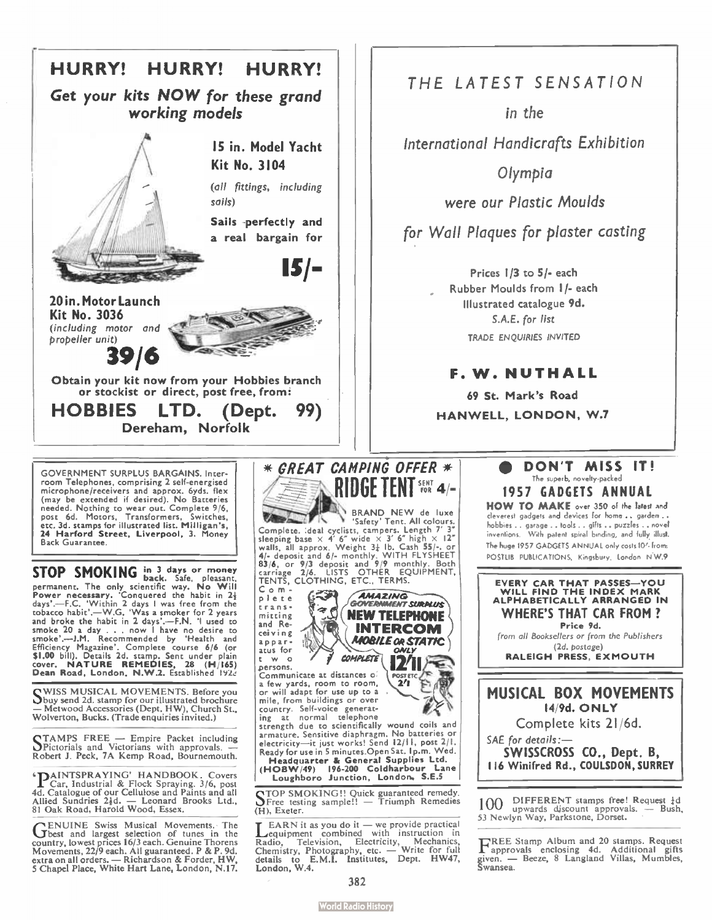## HURRY! HURRY! HURRY!

### *Get your kits NOW for these grand working models*

**15 in. Model Yacht Kit No. 3104**

*(all fittings, including sails)*

**Sails perfectly and a real bargain for**

**15/-**

**20 in. Motor Launch Kit No. 3036**

*(including motor and propeller unit)*

**39/6**

**Obtain your kit now from your Hobbies branch or stockist or direct, post free, from:**

**HOBBIES LTD. (Dept. 99)**
**Dereham, Norfolk**

---

## *THE LATEST SENSATION*

*in the*

*International Handicrafts Exhibition*

*Olympia*

*were our Plastic Moulds*

*for Wall Plaques for plaster casting*

Prices 1/3 to 5/- each
Rubber Moulds from 1/- each
Illustrated catalogue 9d.
*S.A.E. for list*
*TRADE ENQUIRIES INVITED*

**F. W. NUTHALL**
**69 St. Mark's Road**
**HANWELL, LONDON, W.7**

---

GOVERNMENT SURPLUS BARGAINS. Inter-room Telephones, comprising 2 self-energised microphone/receivers and approx. 6yds. flex (may be extended if desired). No Batteries needed. Nothing to wear out. Complete 9/6, post 6d. Motors, Transformers, Switches, etc. 3d. stamps for illustrated list. **Milligan's, 24 Harford Street, Liverpool, 3.** Money Back Guarantee.

---

**STOP SMOKING** in 3 days or money back. Safe, pleasant, permanent. The only scientific way. **No Will Power necessary.** 'Conquered the habit in 2½ days'.—F.C. 'Within 2 days I was free from the tobacco habit'.—W.G. 'Was a smoker for 2 years and broke the habit in 2 days'.—F.N. 'I used to smoke 20 a day . . . now I have no desire to smoke'.—J.M. Recommended by 'Health and Efficiency Magazine'. Complete course 6/6 (or $1.00 bill). Details 2d. stamp. Sent under plain cover. **NATURE REMEDIES, 28 (H/165) Dean Road, London, N.W.2.** Established 1928

---

SWISS MUSICAL MOVEMENTS. Before you buy send 2d. stamp for our illustrated brochure — Metwood Accessories (Dept. HW), Church St., Wolverton, Bucks. (Trade enquiries invited.)

---

STAMPS FREE — Empire Packet including Pictorials and Victorians with approvals. — Robert J. Peck, 7A Kemp Road, Bournemouth.

---

'PAINTSPRAYING' HANDBOOK. Covers Car, Industrial & Flock Spraying. 3/6, post 4d. Catalogue of our Cellulose and Paints and all Allied Sundries 2½d. — Leonard Brooks Ltd., 81 Oak Road, Harold Wood, Essex.

---

GENUINE Swiss Musical Movements. The best and largest selection of tunes in the country, lowest prices 16/3 each. Genuine Thorens Movements, 22/9 each. All guaranteed. P & P. 9d. extra on all orders. — Richardson & Forder, HW, 5 Chapel Place, White Hart Lane, London, N.17.

---

## * *GREAT CAMPING OFFER* *

**RIDGE TENT** SENT FOR **4/-**

BRAND NEW de luxe 'Safety' Tent. All colours. Complete, ideal cyclists, campers. Length 7' 3" sleeping base × 4' 6" wide × 3' 6" high × 12" walls, all approx. Weight 3½ lb. Cash 55/-, or 4/- deposit and 6/- monthly. WITH FLYSHEET 83/6, or 9/3 deposit and 9/9 monthly. Both carriage 2/6. LISTS OTHER EQUIPMENT, TENTS, CLOTHING, ETC., TERMS.

**AMAZING GOVERNMENT SURPLUS NEW TELEPHONE INTERCOM MOBILE OR STATIC** ONLY COMPLETE **12/11** POST ETC. 2/1

Complete transmitting and Receiving apparatus for two persons. Communicate at distances of a few yards, room to room, or will adapt for use up to a mile, from buildings or over country. Self-voice generating at normal telephone strength due to scientifically wound coils and armature. Sensitive diaphragm. No batteries or electricity—it just works! Send 12/11, post 2/1. Ready for use in 5 minutes. Open Sat. 1p.m. Wed.

**Headquarter & General Supplies Ltd. (HOBW/49) 196-200 Coldharbour Lane Loughboro Junction, London, S.E.5**

---

STOP SMOKING!! Quick guaranteed remedy. Free testing sample!! — Triumph Remedies (H), Exeter.

---

LEARN it as you do it — we provide practical equipment combined with instruction in Radio, Television, Electricity, Mechanics, Chemistry, Photography, etc. — Write for full details to E.M.I. Institutes, Dept. HW47, London, W.4.

---

## ● DON'T MISS IT!

The superb, novelty-packed

### 1957 GADGETS ANNUAL

**HOW TO MAKE** over 350 of the latest and cleverest gadgets and devices for home . . garden . . hobbies . . garage . . tools . . gifts . . puzzles . . novel inventions. With patent spiral binding, and fully illust.

The huge 1957 GADGETS ANNUAL only costs 10/- from: POSTLIB PUBLICATIONS, Kingsbury, London N.W.9

---

**EVERY CAR THAT PASSES—YOU WILL FIND THE INDEX MARK ALPHABETICALLY ARRANGED IN**

### WHERE'S THAT CAR FROM?

**Price 9d.**

*from all Booksellers or from the Publishers (2d. postage)*

**RALEIGH PRESS, EXMOUTH**

---

## MUSICAL BOX MOVEMENTS

**14/9d. ONLY**

Complete kits 21/6d.

*SAE for details:—*

**SWISSCROSS CO., Dept. B, 116 Winifred Rd., COULSDON, SURREY**

---

100 DIFFERENT stamps free! Request ½d upwards discount approvals. — Bush, 53 Newlyn Way, Parkstone, Dorset.

---

FREE Stamp Album and 20 stamps. Request approvals enclosing 4d. Additional gifts given. — Beeze, 8 Langland Villas, Mumbles, Swansea.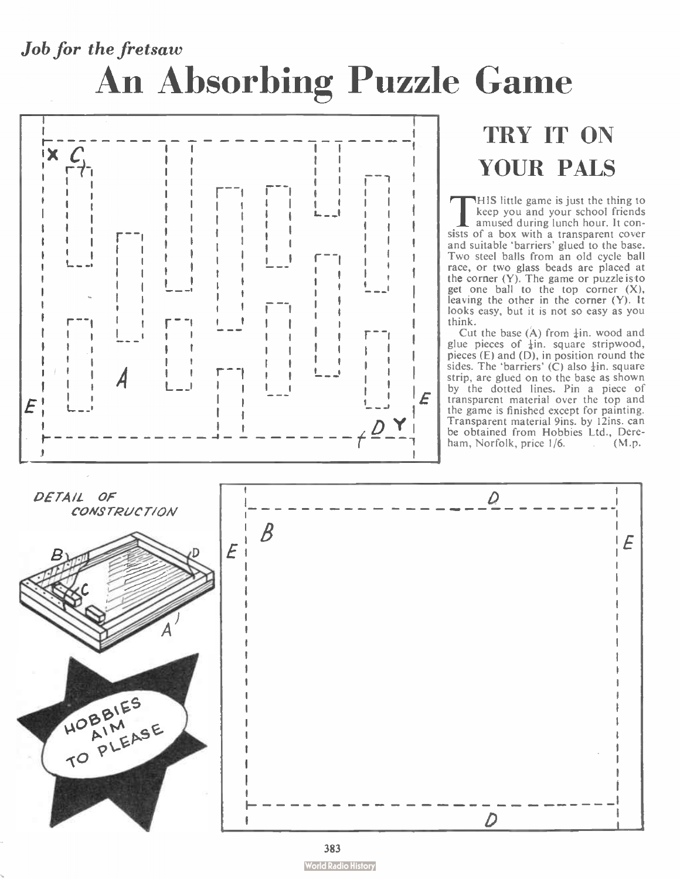*Job for the fretsaw*

# An Absorbing Puzzle Game

## TRY IT ON YOUR PALS

THIS little game is just the thing to keep you and your school friends amused during lunch hour. It consists of a box with a transparent cover and suitable 'barriers' glued to the base. Two steel balls from an old cycle ball race, or two glass beads are placed at the corner (Y). The game or puzzle is to get one ball to the top corner (X), leaving the other in the corner (Y). It looks easy, but it is not so easy as you think.

Cut the base (A) from ¼in. wood and glue pieces of ¼in. square stripwood, pieces (E) and (D), in position round the sides. The 'barriers' (C) also ¼in. square strip, are glued on to the base as shown by the dotted lines. Pin a piece of transparent material over the top and the game is finished except for painting. Transparent material 9ins. by 12ins. can be obtained from Hobbies Ltd., Dereham, Norfolk, price 1/6. (M.p.

DETAIL OF CONSTRUCTION

HOBBIES AIM TO PLEASE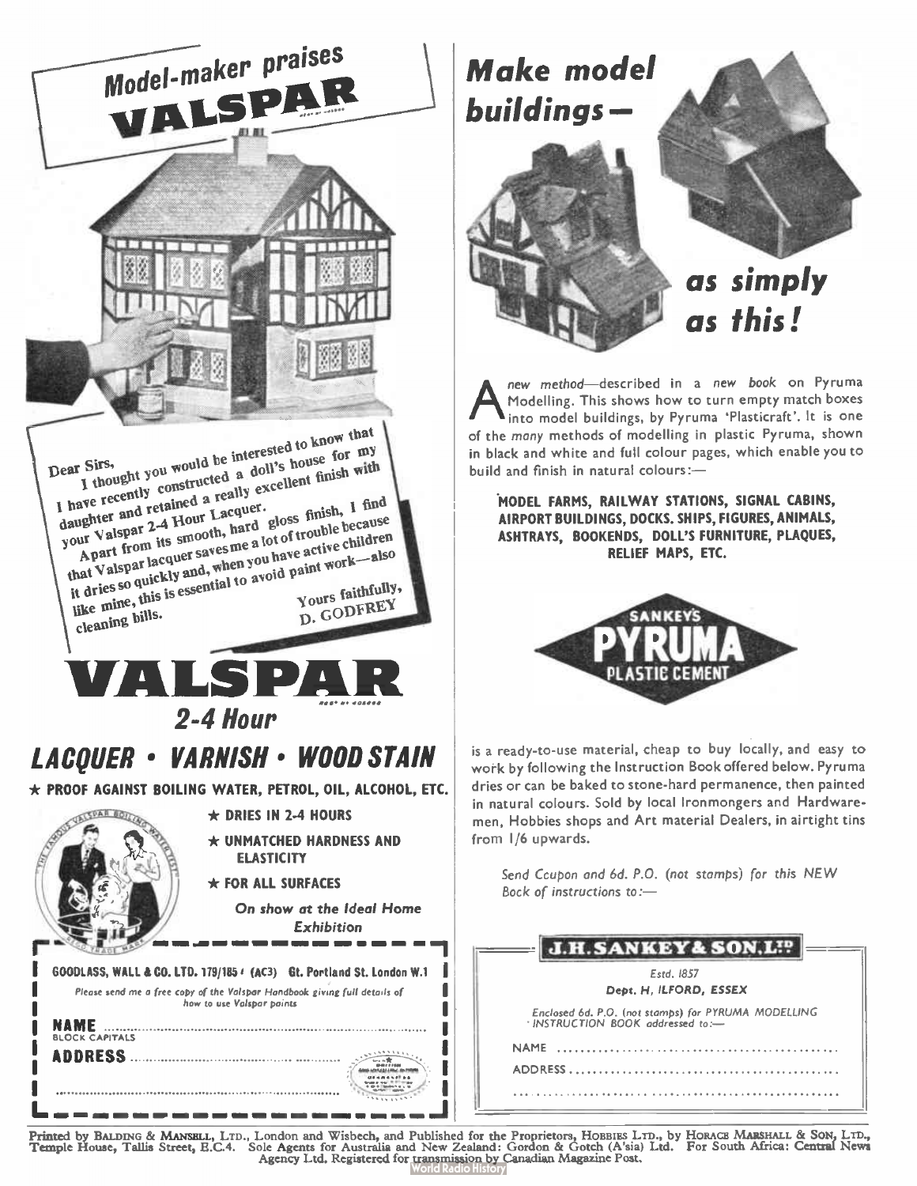## Model-maker praises VALSPAR

Dear Sirs,

I thought you would be interested to know that I have recently constructed a doll's house for my daughter and retained a really excellent finish with your Valspar 2-4 Hour Lacquer.

Apart from its smooth, hard gloss finish, I find that Valspar lacquer saves me a lot of trouble because it dries so quickly and, when you have active children like mine, this is essential to avoid paint work—also cleaning bills.

Yours faithfully,
D. GODFREY

# VALSPAR

## 2-4 Hour

## LACQUER • VARNISH • WOOD STAIN

★ PROOF AGAINST BOILING WATER, PETROL, OIL, ALCOHOL, ETC.

★ DRIES IN 2-4 HOURS

★ UNMATCHED HARDNESS AND ELASTICITY

★ FOR ALL SURFACES

*On show at the Ideal Home Exhibition*

GOODLASS, WALL & CO. LTD. 179/185 (AC3) Gt. Portland St. London W.1

*Please send me a free copy of the Valspar Handbook giving full details of how to use Valspar paints*

NAME (BLOCK CAPITALS) ..................................

ADDRESS ..................................

..................................

# Make model buildings—

# as simply as this!

A *new method*—described in a *new book* on Pyruma Modelling. This shows how to turn empty match boxes into model buildings, by Pyruma 'Plasticraft'. It is one of the *many* methods of modelling in plastic Pyruma, shown in black and white and full colour pages, which enable you to build and finish in natural colours:—

**MODEL FARMS, RAILWAY STATIONS, SIGNAL CABINS, AIRPORT BUILDINGS, DOCKS. SHIPS, FIGURES, ANIMALS, ASHTRAYS, BOOKENDS, DOLL'S FURNITURE, PLAQUES, RELIEF MAPS, ETC.**

**SANKEY'S PYRUMA PLASTIC CEMENT**

is a ready-to-use material, cheap to buy locally, and easy to work by following the Instruction Book offered below. Pyruma dries or can be baked to stone-hard permanence, then painted in natural colours. Sold by local Ironmongers and Hardwaremen, Hobbies shops and Art material Dealers, in airtight tins from 1/6 upwards.

*Send Coupon and 6d. P.O. (not stamps) for this NEW Book of instructions to:—*

**J.H. SANKEY & SON, LTD.**

*Estd. 1857*

**Dept. H, ILFORD, ESSEX**

*Enclosed 6d. P.O. (not stamps) for PYRUMA MODELLING INSTRUCTION BOOK addressed to:—*

NAME ..................................

ADDRESS ..................................

..................................

Printed by Balding & Mansell, Ltd., London and Wisbech, and Published for the Proprietors, Hobbies Ltd., by Horace Marshall & Son, Ltd., Temple House, Tallis Street, E.C.4. Sole Agents for Australia and New Zealand: Gordon & Gotch (A'sia) Ltd. For South Africa: Central News Agency Ltd. Registered for transmission by Canadian Magazine Post.